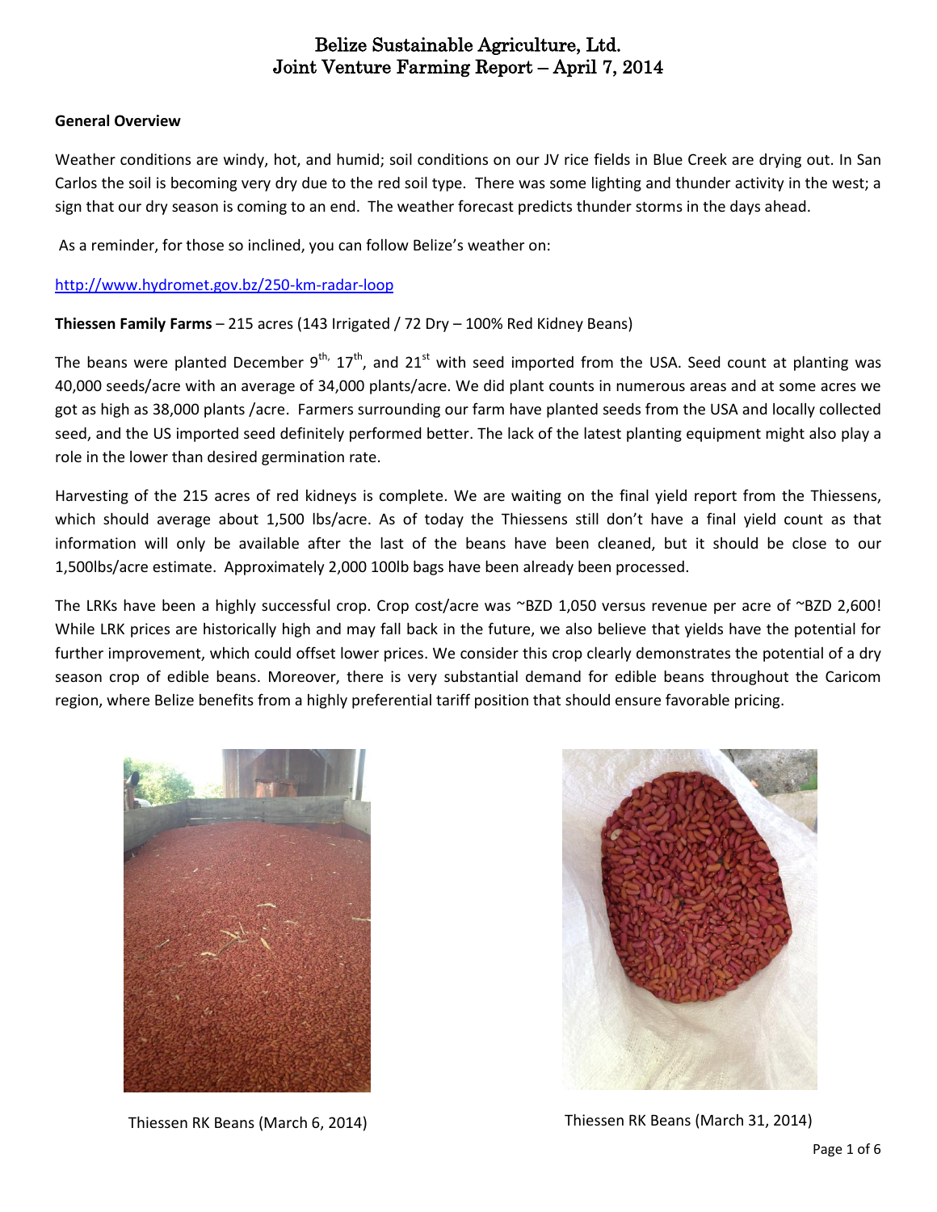# Belize Sustainable Agriculture, Ltd.
# Joint Venture Farming Report – April 7, 2014

**General Overview**

Weather conditions are windy, hot, and humid; soil conditions on our JV rice fields in Blue Creek are drying out. In San Carlos the soil is becoming very dry due to the red soil type. There was some lighting and thunder activity in the west; a sign that our dry season is coming to an end. The weather forecast predicts thunder storms in the days ahead.

As a reminder, for those so inclined, you can follow Belize's weather on:

http://www.hydromet.gov.bz/250-km-radar-loop

**Thiessen Family Farms** – 215 acres (143 Irrigated / 72 Dry – 100% Red Kidney Beans)

The beans were planted December 9th, 17th, and 21st with seed imported from the USA. Seed count at planting was 40,000 seeds/acre with an average of 34,000 plants/acre. We did plant counts in numerous areas and at some acres we got as high as 38,000 plants /acre. Farmers surrounding our farm have planted seeds from the USA and locally collected seed, and the US imported seed definitely performed better. The lack of the latest planting equipment might also play a role in the lower than desired germination rate.

Harvesting of the 215 acres of red kidneys is complete. We are waiting on the final yield report from the Thiessens, which should average about 1,500 lbs/acre. As of today the Thiessens still don't have a final yield count as that information will only be available after the last of the beans have been cleaned, but it should be close to our 1,500lbs/acre estimate. Approximately 2,000 100lb bags have been already been processed.

The LRKs have been a highly successful crop. Crop cost/acre was ~BZD 1,050 versus revenue per acre of ~BZD 2,600! While LRK prices are historically high and may fall back in the future, we also believe that yields have the potential for further improvement, which could offset lower prices. We consider this crop clearly demonstrates the potential of a dry season crop of edible beans. Moreover, there is very substantial demand for edible beans throughout the Caricom region, where Belize benefits from a highly preferential tariff position that should ensure favorable pricing.

Thiessen RK Beans (March 6, 2014)

Thiessen RK Beans (March 31, 2014)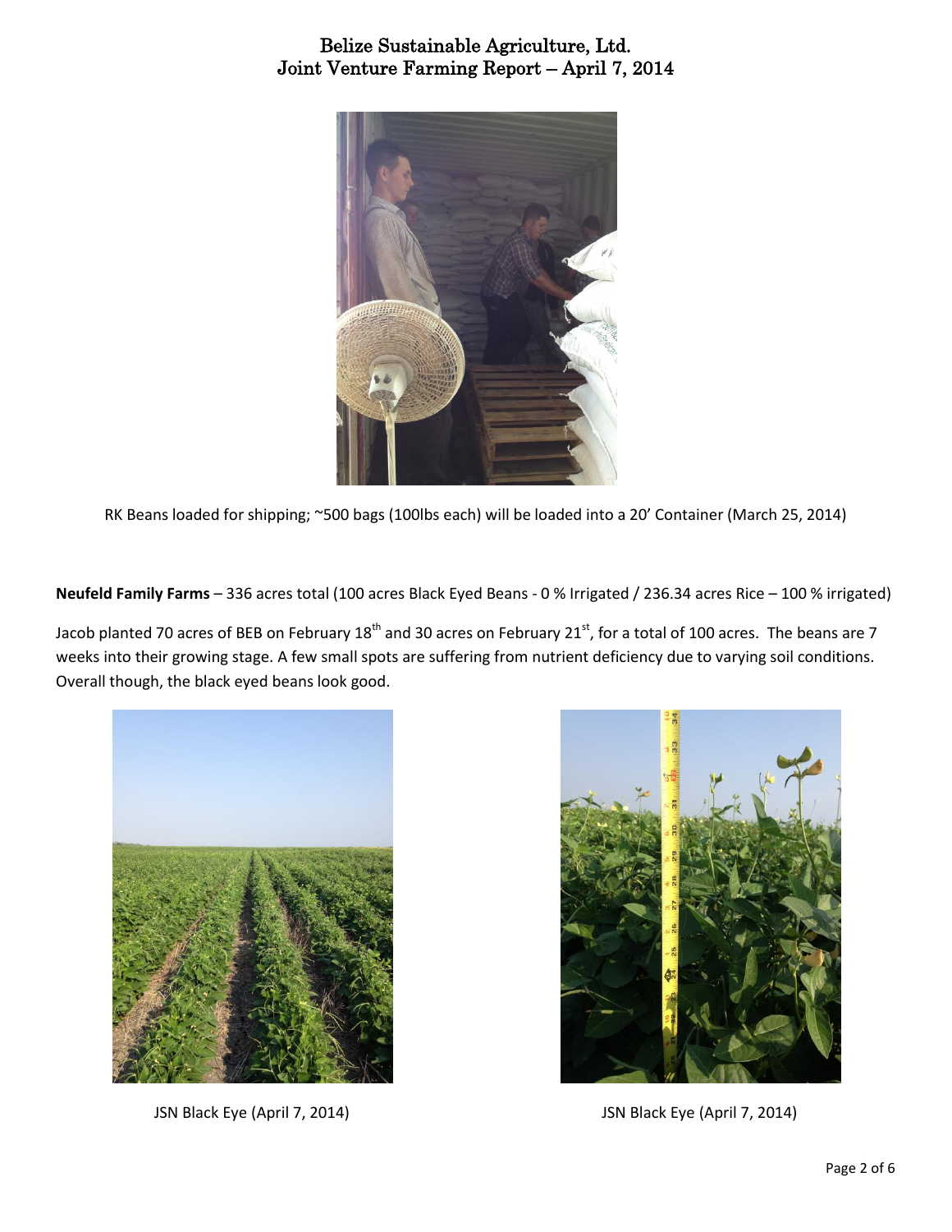# Belize Sustainable Agriculture, Ltd.
# Joint Venture Farming Report – April 7, 2014

RK Beans loaded for shipping; ~500 bags (100lbs each) will be loaded into a 20' Container (March 25, 2014)

**Neufeld Family Farms** – 336 acres total (100 acres Black Eyed Beans - 0 % Irrigated / 236.34 acres Rice – 100 % irrigated)

Jacob planted 70 acres of BEB on February 18th and 30 acres on February 21st, for a total of 100 acres. The beans are 7 weeks into their growing stage. A few small spots are suffering from nutrient deficiency due to varying soil conditions. Overall though, the black eyed beans look good.

JSN Black Eye (April 7, 2014)

JSN Black Eye (April 7, 2014)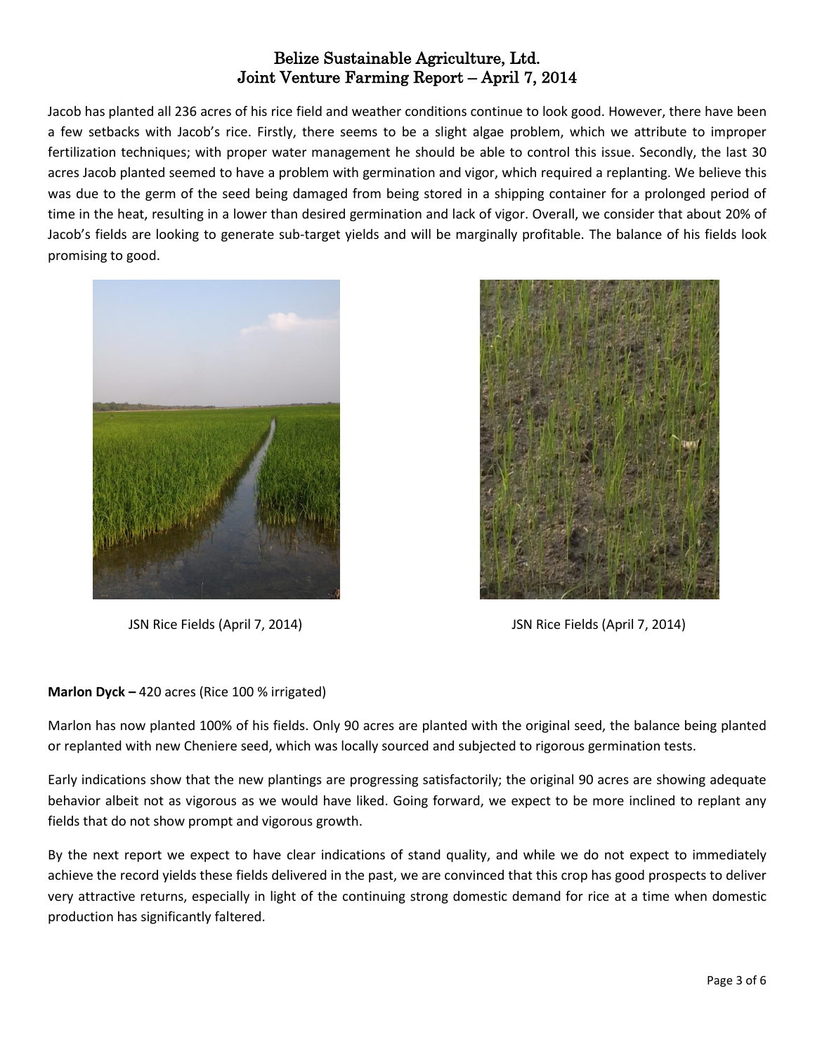# Belize Sustainable Agriculture, Ltd.
## Joint Venture Farming Report – April 7, 2014

Jacob has planted all 236 acres of his rice field and weather conditions continue to look good. However, there have been a few setbacks with Jacob's rice. Firstly, there seems to be a slight algae problem, which we attribute to improper fertilization techniques; with proper water management he should be able to control this issue. Secondly, the last 30 acres Jacob planted seemed to have a problem with germination and vigor, which required a replanting. We believe this was due to the germ of the seed being damaged from being stored in a shipping container for a prolonged period of time in the heat, resulting in a lower than desired germination and lack of vigor. Overall, we consider that about 20% of Jacob's fields are looking to generate sub-target yields and will be marginally profitable. The balance of his fields look promising to good.

JSN Rice Fields (April 7, 2014)

JSN Rice Fields (April 7, 2014)

**Marlon Dyck –** 420 acres (Rice 100 % irrigated)

Marlon has now planted 100% of his fields. Only 90 acres are planted with the original seed, the balance being planted or replanted with new Cheniere seed, which was locally sourced and subjected to rigorous germination tests.

Early indications show that the new plantings are progressing satisfactorily; the original 90 acres are showing adequate behavior albeit not as vigorous as we would have liked. Going forward, we expect to be more inclined to replant any fields that do not show prompt and vigorous growth.

By the next report we expect to have clear indications of stand quality, and while we do not expect to immediately achieve the record yields these fields delivered in the past, we are convinced that this crop has good prospects to deliver very attractive returns, especially in light of the continuing strong domestic demand for rice at a time when domestic production has significantly faltered.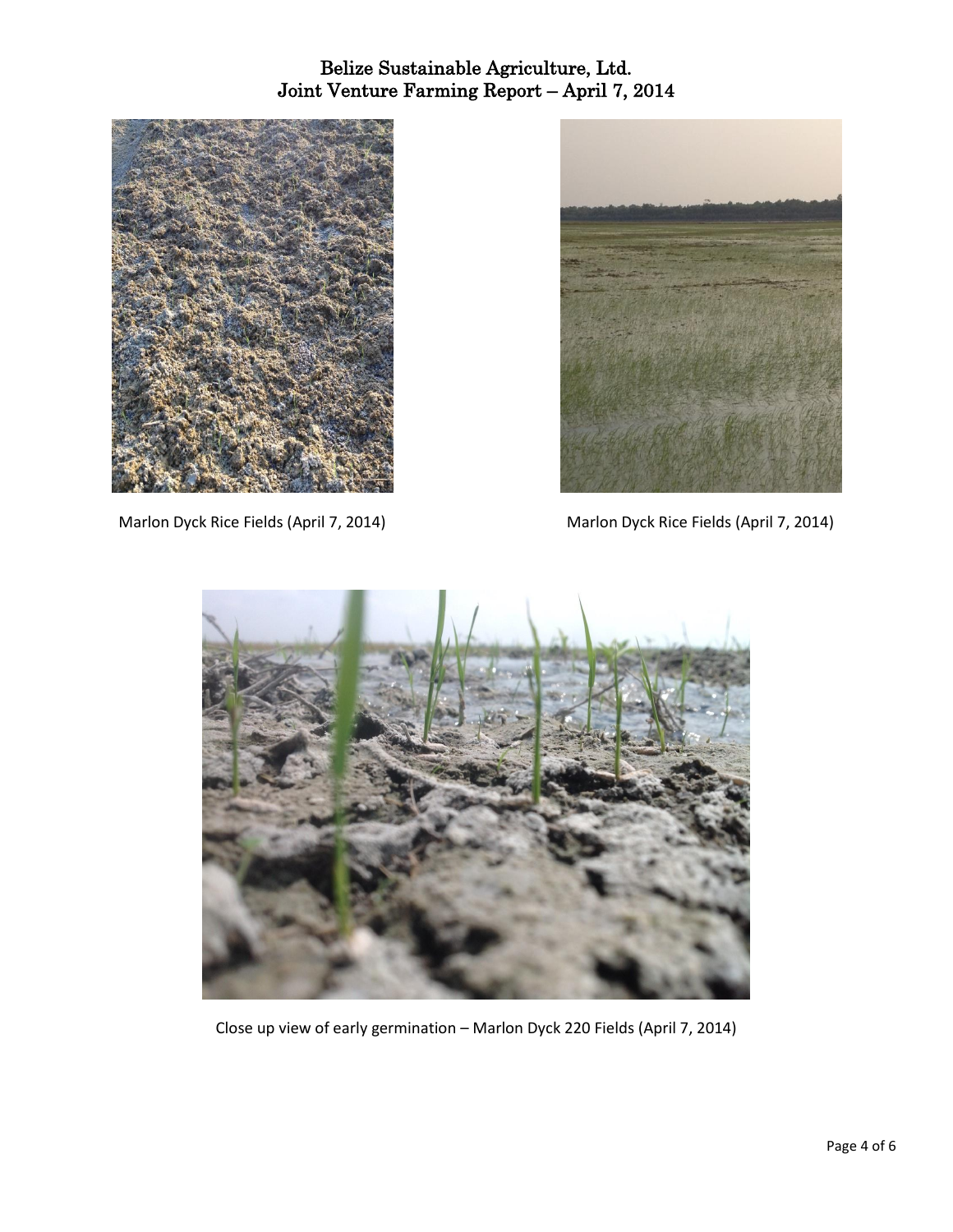Marlon Dyck Rice Fields (April 7, 2014)

Marlon Dyck Rice Fields (April 7, 2014)

Close up view of early germination – Marlon Dyck 220 Fields (April 7, 2014)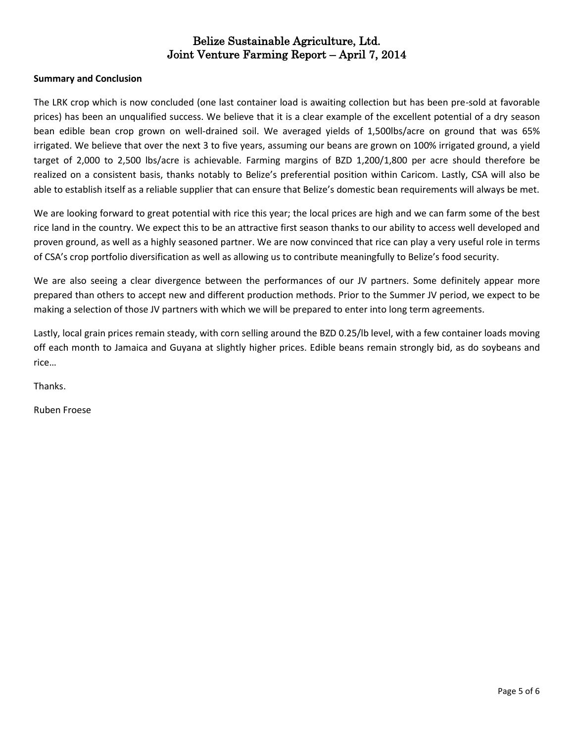**Summary and Conclusion**

The LRK crop which is now concluded (one last container load is awaiting collection but has been pre-sold at favorable prices) has been an unqualified success. We believe that it is a clear example of the excellent potential of a dry season bean edible bean crop grown on well-drained soil. We averaged yields of 1,500lbs/acre on ground that was 65% irrigated. We believe that over the next 3 to five years, assuming our beans are grown on 100% irrigated ground, a yield target of 2,000 to 2,500 lbs/acre is achievable. Farming margins of BZD 1,200/1,800 per acre should therefore be realized on a consistent basis, thanks notably to Belize's preferential position within Caricom. Lastly, CSA will also be able to establish itself as a reliable supplier that can ensure that Belize's domestic bean requirements will always be met.

We are looking forward to great potential with rice this year; the local prices are high and we can farm some of the best rice land in the country. We expect this to be an attractive first season thanks to our ability to access well developed and proven ground, as well as a highly seasoned partner. We are now convinced that rice can play a very useful role in terms of CSA's crop portfolio diversification as well as allowing us to contribute meaningfully to Belize's food security.

We are also seeing a clear divergence between the performances of our JV partners. Some definitely appear more prepared than others to accept new and different production methods. Prior to the Summer JV period, we expect to be making a selection of those JV partners with which we will be prepared to enter into long term agreements.

Lastly, local grain prices remain steady, with corn selling around the BZD 0.25/lb level, with a few container loads moving off each month to Jamaica and Guyana at slightly higher prices. Edible beans remain strongly bid, as do soybeans and rice…

Thanks.

Ruben Froese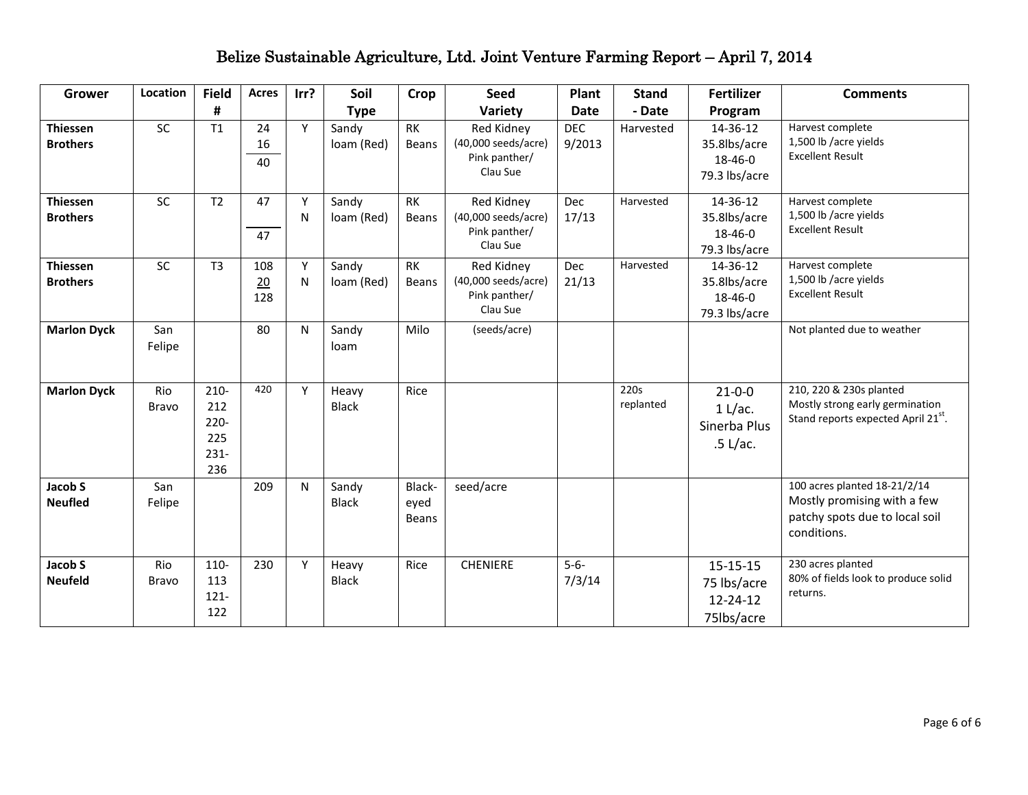# Belize Sustainable Agriculture, Ltd. Joint Venture Farming Report – April 7, 2014

| Grower | Location | Field # | Acres | Irr? | Soil Type | Crop | Seed Variety | Plant Date | Stand - Date | Fertilizer Program | Comments |
|---|---|---|---|---|---|---|---|---|---|---|---|
| **Thiessen Brothers** | SC | T1 | 24<br>16<br>40 | Y | Sandy loam (Red) | RK Beans | Red Kidney (40,000 seeds/acre) Pink panther/ Clau Sue | DEC 9/2013 | Harvested | 14-36-12 35.8lbs/acre 18-46-0 79.3 lbs/acre | Harvest complete<br>1,500 lb /acre yields<br>Excellent Result |
| **Thiessen Brothers** | SC | T2 | 47<br><br>47 | Y<br>N | Sandy loam (Red) | RK Beans | Red Kidney (40,000 seeds/acre) Pink panther/ Clau Sue | Dec 17/13 | Harvested | 14-36-12 35.8lbs/acre 18-46-0 79.3 lbs/acre | Harvest complete<br>1,500 lb /acre yields<br>Excellent Result |
| **Thiessen Brothers** | SC | T3 | 108<br>20<br>128 | Y<br>N | Sandy loam (Red) | RK Beans | Red Kidney (40,000 seeds/acre) Pink panther/ Clau Sue | Dec 21/13 | Harvested | 14-36-12 35.8lbs/acre 18-46-0 79.3 lbs/acre | Harvest complete<br>1,500 lb /acre yields<br>Excellent Result |
| **Marlon Dyck** | San Felipe | | 80 | N | Sandy loam | Milo | (seeds/acre) | | | | Not planted due to weather |
| **Marlon Dyck** | Rio Bravo | 210-212<br>220-225<br>231-236 | 420 | Y | Heavy Black | Rice | | | 220s replanted | 21-0-0 1 L/ac. Sinerba Plus .5 L/ac. | 210, 220 & 230s planted<br>Mostly strong early germination<br>Stand reports expected April 21st. |
| **Jacob S Neufled** | San Felipe | | 209 | N | Sandy Black | Black-eyed Beans | seed/acre | | | | 100 acres planted 18-21/2/14<br>Mostly promising with a few patchy spots due to local soil conditions. |
| **Jacob S Neufeld** | Rio Bravo | 110-113<br>121-122 | 230 | Y | Heavy Black | Rice | CHENIERE | 5-6-7/3/14 | | 15-15-15 75 lbs/acre 12-24-12 75lbs/acre | 230 acres planted<br>80% of fields look to produce solid returns. |